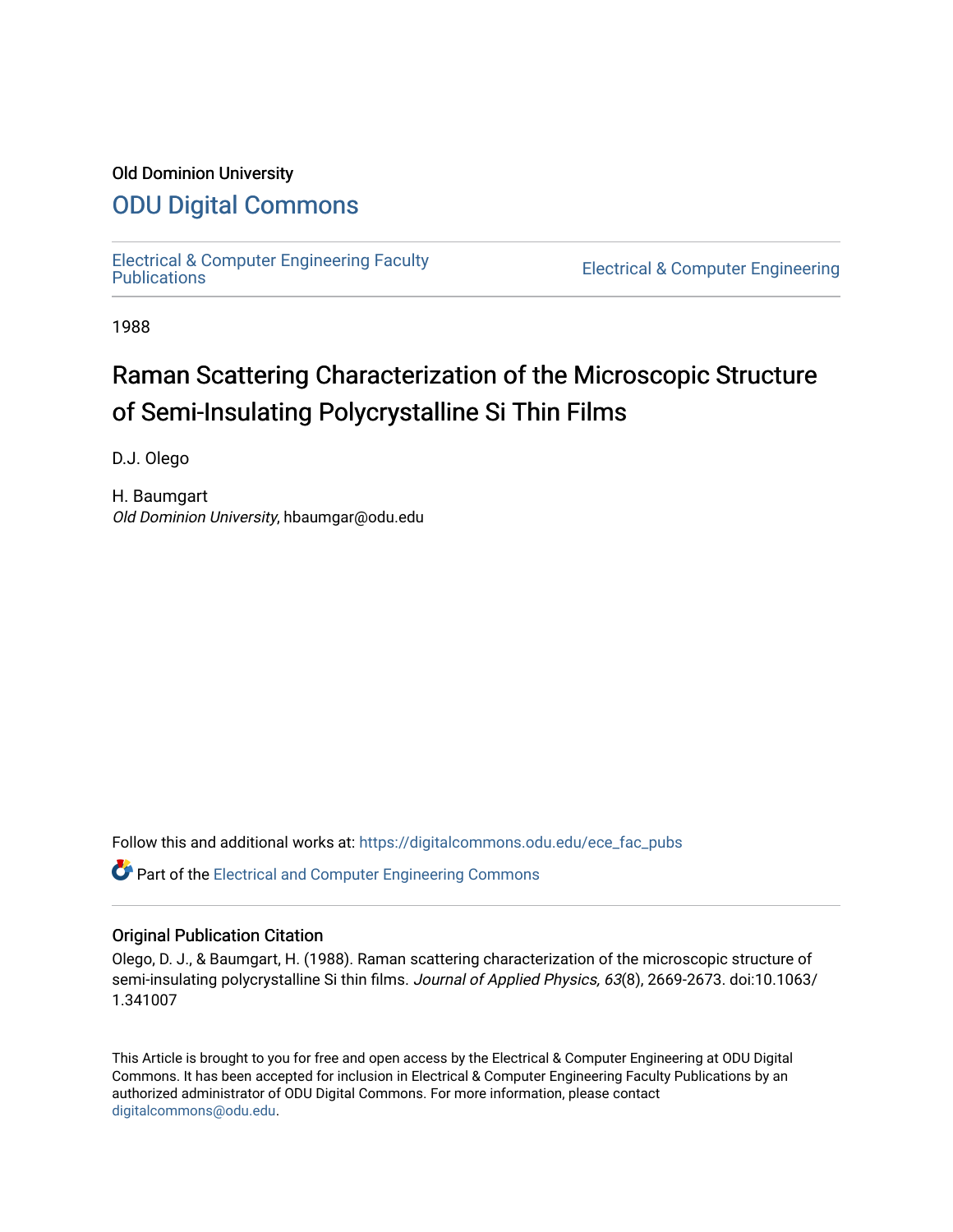Old Dominion University

# ODU Digital Commons

Electrical & Computer Engineering Faculty Publications

Electrical & Computer Engineering

1988

# Raman Scattering Characterization of the Microscopic Structure of Semi-Insulating Polycrystalline Si Thin Films

D.J. Olego

H. Baumgart
*Old Dominion University*, hbaumgar@odu.edu

Follow this and additional works at: https://digitalcommons.odu.edu/ece_fac_pubs

Part of the Electrical and Computer Engineering Commons

## Original Publication Citation

Olego, D. J., & Baumgart, H. (1988). Raman scattering characterization of the microscopic structure of semi-insulating polycrystalline Si thin films. *Journal of Applied Physics, 63*(8), 2669-2673. doi:10.1063/1.341007

This Article is brought to you for free and open access by the Electrical & Computer Engineering at ODU Digital Commons. It has been accepted for inclusion in Electrical & Computer Engineering Faculty Publications by an authorized administrator of ODU Digital Commons. For more information, please contact digitalcommons@odu.edu.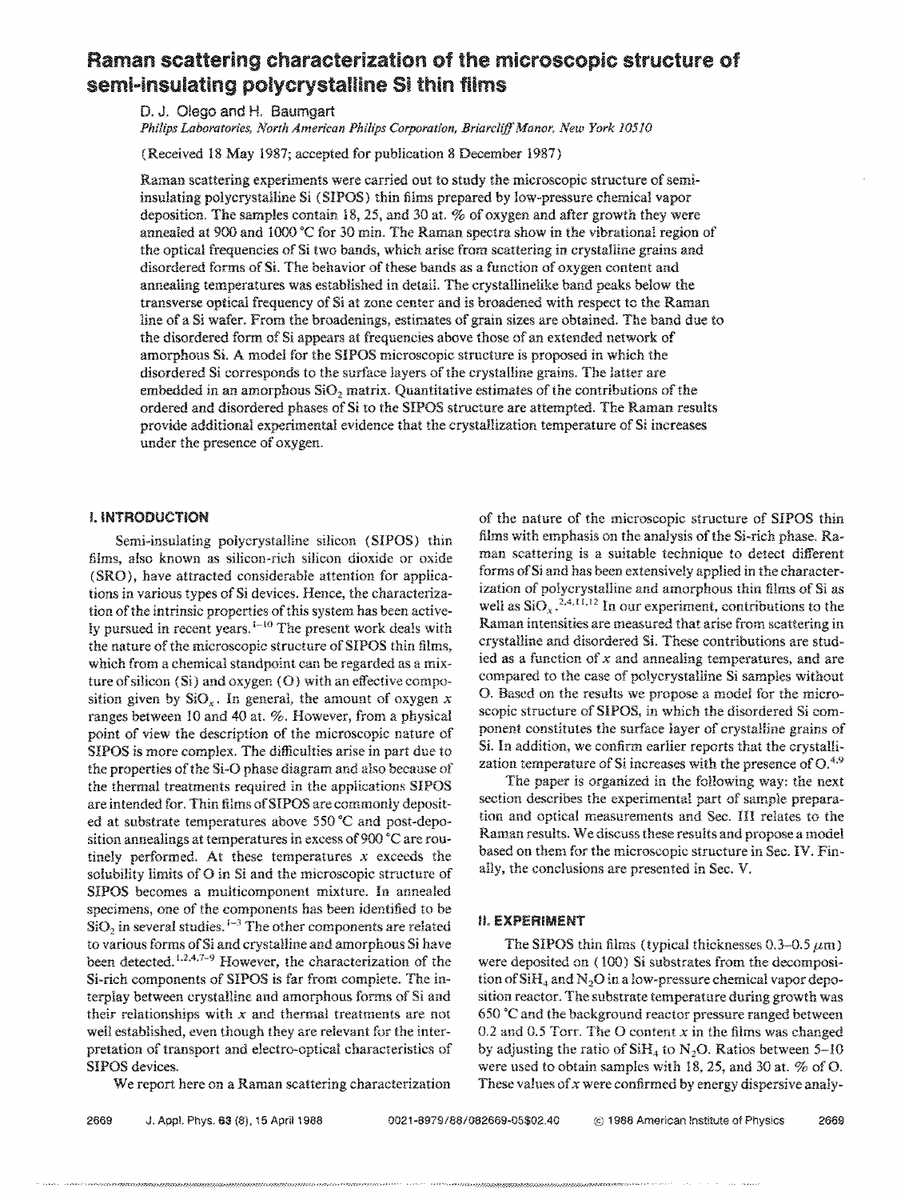# Raman scattering characterization of the microscopic structure of semi-insulating polycrystalline Si thin films

D. J. Olego and H. Baumgart

*Philips Laboratories, North American Philips Corporation, Briarcliff Manor, New York 10510*

(Received 18 May 1987; accepted for publication 8 December 1987)

Raman scattering experiments were carried out to study the microscopic structure of semi-insulating polycrystalline Si (SIPOS) thin films prepared by low-pressure chemical vapor deposition. The samples contain 18, 25, and 30 at. % of oxygen and after growth they were annealed at 900 and 1000 °C for 30 min. The Raman spectra show in the vibrational region of the optical frequencies of Si two bands, which arise from scattering in crystalline grains and disordered forms of Si. The behavior of these bands as a function of oxygen content and annealing temperatures was established in detail. The crystallinelike band peaks below the transverse optical frequency of Si at zone center and is broadened with respect to the Raman line of a Si wafer. From the broadenings, estimates of grain sizes are obtained. The band due to the disordered form of Si appears at frequencies above those of an extended network of amorphous Si. A model for the SIPOS microscopic structure is proposed in which the disordered Si corresponds to the surface layers of the crystalline grains. The latter are embedded in an amorphous $SiO_2$ matrix. Quantitative estimates of the contributions of the ordered and disordered phases of Si to the SIPOS structure are attempted. The Raman results provide additional experimental evidence that the crystallization temperature of Si increases under the presence of oxygen.

## I. INTRODUCTION

Semi-insulating polycrystalline silicon (SIPOS) thin films, also known as silicon-rich silicon dioxide or oxide (SRO), have attracted considerable attention for applications in various types of Si devices. Hence, the characterization of the intrinsic properties of this system has been actively pursued in recent years.[1-10] The present work deals with the nature of the microscopic structure of SIPOS thin films, which from a chemical standpoint can be regarded as a mixture of silicon (Si) and oxygen (O) with an effective composition given by $SiO_x$. In general, the amount of oxygen $x$ ranges between 10 and 40 at. %. However, from a physical point of view the description of the microscopic nature of SIPOS is more complex. The difficulties arise in part due to the properties of the Si-O phase diagram and also because of the thermal treatments required in the applications SIPOS are intended for. Thin films of SIPOS are commonly deposited at substrate temperatures above 550 °C and post-deposition annealings at temperatures in excess of 900 °C are routinely performed. At these temperatures $x$ exceeds the solubility limits of O in Si and the microscopic structure of SIPOS becomes a multicomponent mixture. In annealed specimens, one of the components has been identified to be $SiO_2$ in several studies.[1-3] The other components are related to various forms of Si and crystalline and amorphous Si have been detected.[1,2,4,7-9] However, the characterization of the Si-rich components of SIPOS is far from complete. The interplay between crystalline and amorphous forms of Si and their relationships with $x$ and thermal treatments are not well established, even though they are relevant for the interpretation of transport and electro-optical characteristics of SIPOS devices.

We report here on a Raman scattering characterization of the nature of the microscopic structure of SIPOS thin films with emphasis on the analysis of the Si-rich phase. Raman scattering is a suitable technique to detect different forms of Si and has been extensively applied in the characterization of polycrystalline and amorphous thin films of Si as well as $SiO_x$.[2,4,11,12] In our experiment, contributions to the Raman intensities are measured that arise from scattering in crystalline and disordered Si. These contributions are studied as a function of $x$ and annealing temperatures, and are compared to the case of polycrystalline Si samples without O. Based on the results we propose a model for the microscopic structure of SIPOS, in which the disordered Si component constitutes the surface layer of crystalline grains of Si. In addition, we confirm earlier reports that the crystallization temperature of Si increases with the presence of O.[4,9]

The paper is organized in the following way: the next section describes the experimental part of sample preparation and optical measurements and Sec. III relates to the Raman results. We discuss these results and propose a model based on them for the microscopic structure in Sec. IV. Finally, the conclusions are presented in Sec. V.

## II. EXPERIMENT

The SIPOS thin films (typical thicknesses 0.3–0.5 $\mu$m) were deposited on (100) Si substrates from the decomposition of $SiH_4$ and $N_2O$ in a low-pressure chemical vapor deposition reactor. The substrate temperature during growth was 650 °C and the background reactor pressure ranged between 0.2 and 0.5 Torr. The O content $x$ in the films was changed by adjusting the ratio of $SiH_4$ to $N_2O$. Ratios between 5–10 were used to obtain samples with 18, 25, and 30 at. % of O. These values of $x$ were confirmed by energy dispersive analy-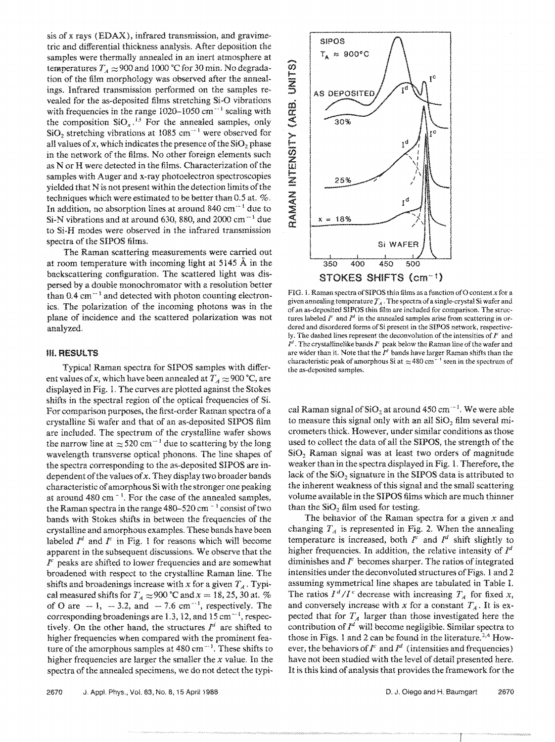sis of x rays (EDAX), infrared transmission, and gravimetric and differential thickness analysis. After deposition the samples were thermally annealed in an inert atmosphere at temperatures $T_A \approx 900$ and 1000 °C for 30 min. No degradation of the film morphology was observed after the annealings. Infrared transmission performed on the samples revealed for the as-deposited films stretching Si-O vibrations with frequencies in the range 1020–1050 cm$^{-1}$ scaling with the composition $SiO_x$.[13] For the annealed samples, only $SiO_2$ stretching vibrations at 1085 cm$^{-1}$ were observed for all values of $x$, which indicates the presence of the $SiO_2$ phase in the network of the films. No other foreign elements such as N or H were detected in the films. Characterization of the samples with Auger and x-ray photoelectron spectroscopies yielded that N is not present within the detection limits of the techniques which were estimated to be better than 0.5 at. %. In addition, no absorption lines at around 840 cm$^{-1}$ due to Si-N vibrations and at around 630, 880, and 2000 cm$^{-1}$ due to Si-H modes were observed in the infrared transmission spectra of the SIPOS films.

The Raman scattering measurements were carried out at room temperature with incoming light at 5145 Å in the backscattering configuration. The scattered light was dispersed by a double monochromator with a resolution better than 0.4 cm$^{-1}$ and detected with photon counting electronics. The polarization of the incoming photons was in the plane of incidence and the scattered polarization was not analyzed.

## III. RESULTS

Typical Raman spectra for SIPOS samples with different values of $x$, which have been annealed at $T_A \approx 900$ °C, are displayed in Fig. 1. The curves are plotted against the Stokes shifts in the spectral region of the optical frequencies of Si. For comparison purposes, the first-order Raman spectra of a crystalline Si wafer and that of an as-deposited SIPOS film are included. The spectrum of the crystalline wafer shows the narrow line at $\approx 520$ cm$^{-1}$ due to scattering by the long wavelength transverse optical phonons. The line shapes of the spectra corresponding to the as-deposited SIPOS are independent of the values of $x$. They display two broader bands characteristic of amorphous Si with the stronger one peaking at around 480 cm$^{-1}$. For the case of the annealed samples, the Raman spectra in the range 480–520 cm$^{-1}$ consist of two bands with Stokes shifts in between the frequencies of the crystalline and amorphous examples. These bands have been labeled $I^d$ and $I^c$ in Fig. 1 for reasons which will become apparent in the subsequent discussions. We observe that the $I^c$ peaks are shifted to lower frequencies and are somewhat broadened with respect to the crystalline Raman line. The shifts and broadenings increase with $x$ for a given $T_A$. Typical measured shifts for $T_A \approx 900$ °C and $x = 18, 25, 30$ at. % of O are $-1$, $-3.2$, and $-7.6$ cm$^{-1}$, respectively. The corresponding broadenings are 1.3, 12, and 15 cm$^{-1}$, respectively. On the other hand, the structures $I^d$ are shifted to higher frequencies when compared with the prominent feature of the amorphous samples at 480 cm$^{-1}$. These shifts to higher frequencies are larger the smaller the $x$ value. In the spectra of the annealed specimens, we do not detect the typical Raman signal of $SiO_2$ at around 450 cm$^{-1}$. We were able to measure this signal only with an all $SiO_2$ film several micrometers thick. However, under similar conditions as those used to collect the data of all the SIPOS, the strength of the $SiO_2$ Raman signal was at least two orders of magnitude weaker than in the spectra displayed in Fig. 1. Therefore, the lack of the $SiO_2$ signature in the SIPOS data is attributed to the inherent weakness of this signal and the small scattering volume available in the SIPOS films which are much thinner than the $SiO_2$ film used for testing.

FIG. 1. Raman spectra of SIPOS thin films as a function of O content $x$ for a given annealing temperature $T_A$. The spectra of a single-crystal Si wafer and of an as-deposited SIPOS thin film are included for comparison. The structures labeled $I^c$ and $I^d$ in the annealed samples arise from scattering in ordered and disordered forms of Si present in the SIPOS network, respectively. The dashed lines represent the deconvolution of the intensities of $I^c$ and $I^d$. The crystallinelike bands $I^c$ peak below the Raman line of the wafer and are wider than it. Note that the $I^d$ bands have larger Raman shifts than the characteristic peak of amorphous Si at $\approx 480$ cm$^{-1}$ seen in the spectrum of the as-deposited samples.

The behavior of the Raman spectra for a given $x$ and changing $T_A$ is represented in Fig. 2. When the annealing temperature is increased, both $I^c$ and $I^d$ shift slightly to higher frequencies. In addition, the relative intensity of $I^d$ diminishes and $I^c$ becomes sharper. The ratios of integrated intensities under the deconvoluted structures of Figs. 1 and 2 assuming symmetrical line shapes are tabulated in Table I. The ratios $I^d/I^c$ decrease with increasing $T_A$ for fixed $x$, and conversely increase with $x$ for a constant $T_A$. It is expected that for $T_A$ larger than those investigated here the contribution of $I^d$ will become negligible. Similar spectra to those in Figs. 1 and 2 can be found in the literature.[2,4] However, the behaviors of $I^c$ and $I^d$ (intensities and frequencies) have not been studied with the level of detail presented here. It is this kind of analysis that provides the framework for the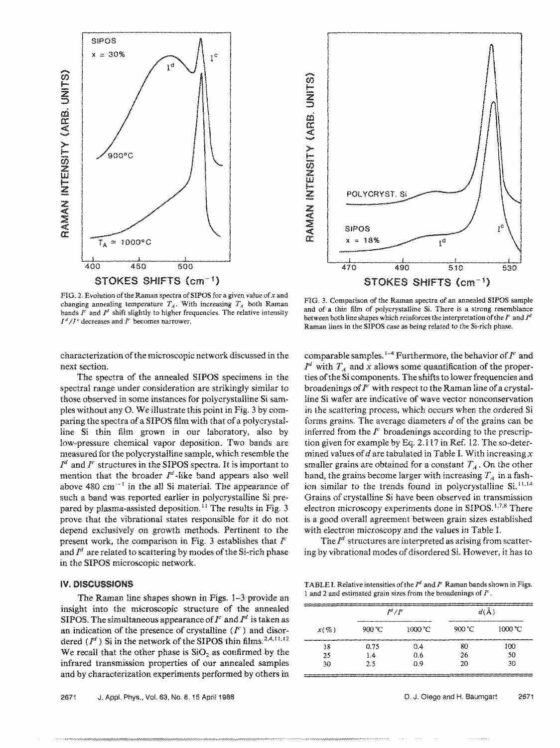FIG. 2. Evolution of the Raman spectra of SIPOS for a given value of $x$ and changing annealing temperature $T_A$. With increasing $T_A$ both Raman bands $I^c$ and $I^d$ shift slightly to higher frequencies. The relative intensity $I^d/I^c$ decreases and $I^c$ becomes narrower.

FIG. 3. Comparison of the Raman spectra of an annealed SIPOS sample and of a thin film of polycrystalline Si. There is a strong resemblance between both line shapes which reinforces the interpretation of the $I^c$ and $I^d$ Raman lines in the SIPOS case as being related to the Si-rich phase.

characterization of the microscopic network discussed in the next section.

The spectra of the annealed SIPOS specimens in the spectral range under consideration are strikingly similar to those observed in some instances for polycrystalline Si samples without any O. We illustrate this point in Fig. 3 by comparing the spectra of a SIPOS film with that of a polycrystalline Si thin film grown in our laboratory, also by low-pressure chemical vapor deposition. Two bands are measured for the polycrystalline sample, which resemble the $I^d$ and $I^c$ structures in the SIPOS spectra. It is important to mention that the broader $I^d$-like band appears also well above 480 $cm^{-1}$ in the all Si material. The appearance of such a band was reported earlier in polycrystalline Si prepared by plasma-assisted deposition.[11] The results in Fig. 3 prove that the vibrational states responsible for it do not depend exclusively on growth methods. Pertinent to the present work, the comparison in Fig. 3 establishes that $I^c$ and $I^d$ are related to scattering by modes of the Si-rich phase in the SIPOS microscopic network.

## IV. DISCUSSIONS

The Raman line shapes shown in Figs. 1–3 provide an insight into the microscopic structure of the annealed SIPOS. The simultaneous appearance of $I^c$ and $I^d$ is taken as an indication of the presence of crystalline ($I^c$) and disordered ($I^d$) Si in the network of the SIPOS thin films.[2,4,11,12] We recall that the other phase is $SiO_2$ as confirmed by the infrared transmission properties of our annealed samples and by characterization experiments performed by others in comparable samples.[1–4] Furthermore, the behavior of $I^c$ and $I^d$ with $T_A$ and $x$ allows some quantification of the properties of the Si components. The shifts to lower frequencies and broadenings of $I^c$ with respect to the Raman line of a crystalline Si wafer are indicative of wave vector nonconservation in the scattering process, which occurs when the ordered Si forms grains. The average diameters $d$ of the grains can be inferred from the $I^c$ broadenings according to the prescription given for example by Eq. 2.117 in Ref. 12. The so-determined values of $d$ are tabulated in Table I. With increasing $x$ smaller grains are obtained for a constant $T_A$. On the other hand, the grains become larger with increasing $T_A$ in a fashion similar to the trends found in polycrystalline Si.[11,14] Grains of crystalline Si have been observed in transmission electron microscopy experiments done in SIPOS.[1,7,8] There is a good overall agreement between grain sizes established with electron microscopy and the values in Table I.

The $I^d$ structures are interpreted as arising from scattering by vibrational modes of disordered Si. However, it has to

TABLE I. Relative intensities of the $I^d$ and $I^c$ Raman bands shown in Figs. 1 and 2 and estimated grain sizes from the broadenings of $I^c$.

| | $I^d/I^c$ | | $d$(Å) | |
|---|---|---|---|---|
| $x$(%) | 900 °C | 1000 °C | 900 °C | 1000 °C |
| 18 | 0.75 | 0.4 | 80 | 100 |
| 25 | 1.4 | 0.6 | 26 | 50 |
| 30 | 2.5 | 0.9 | 20 | 30 |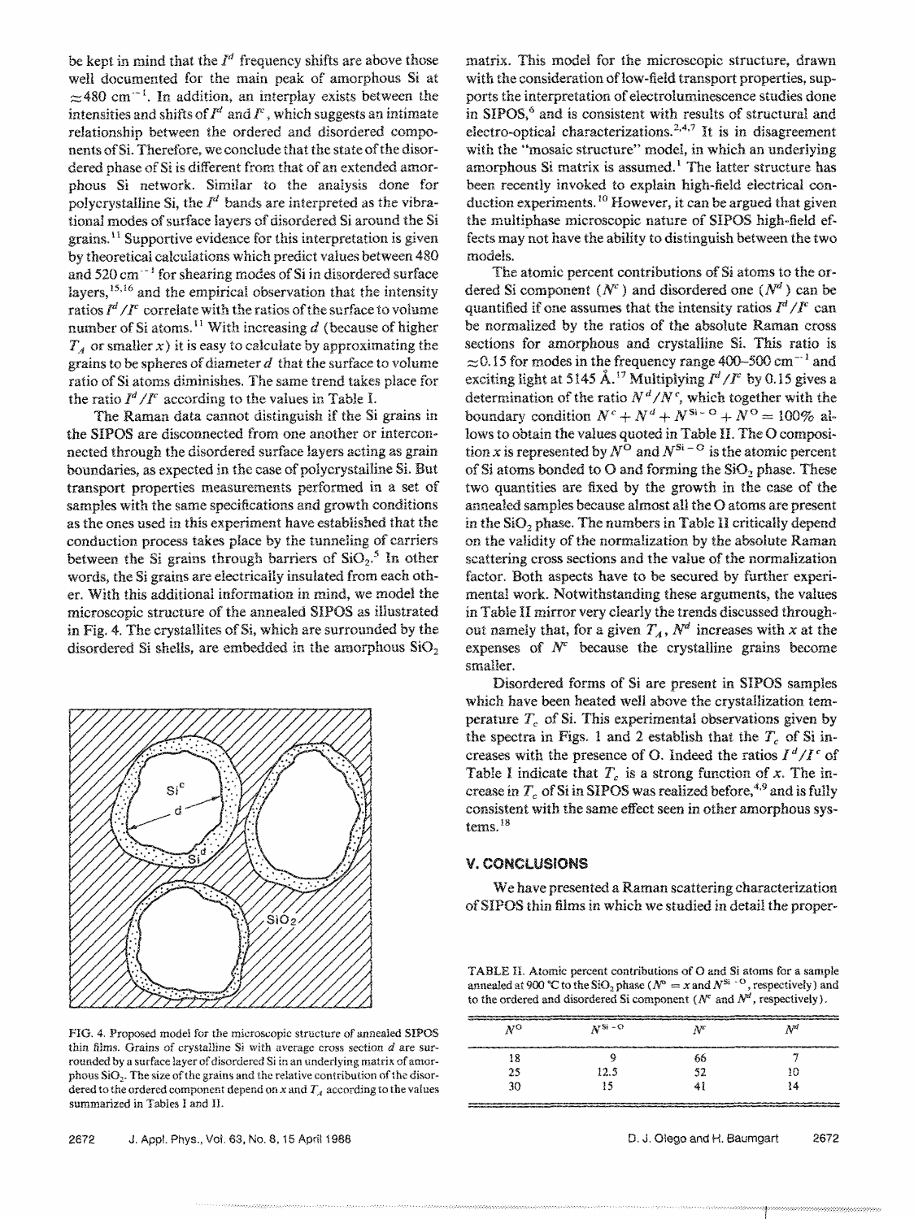be kept in mind that the $I^d$ frequency shifts are above those well documented for the main peak of amorphous Si at $\approx 480$ cm$^{-1}$. In addition, an interplay exists between the intensities and shifts of $I^d$ and $I^c$, which suggests an intimate relationship between the ordered and disordered components of Si. Therefore, we conclude that the state of the disordered phase of Si is different from that of an extended amorphous Si network. Similar to the analysis done for polycrystalline Si, the $I^d$ bands are interpreted as the vibrational modes of surface layers of disordered Si around the Si grains.[11] Supportive evidence for this interpretation is given by theoretical calculations which predict values between 480 and 520 cm$^{-1}$ for shearing modes of Si in disordered surface layers,[15,16] and the empirical observation that the intensity ratios $I^d/I^c$ correlate with the ratios of the surface to volume number of Si atoms.[11] With increasing $d$ (because of higher $T_A$ or smaller $x$) it is easy to calculate by approximating the grains to be spheres of diameter $d$ that the surface to volume ratio of Si atoms diminishes. The same trend takes place for the ratio $I^d/I^c$ according to the values in Table I.

The Raman data cannot distinguish if the Si grains in the SIPOS are disconnected from one another or interconnected through the disordered surface layers acting as grain boundaries, as expected in the case of polycrystalline Si. But transport properties measurements performed in a set of samples with the same specifications and growth conditions as the ones used in this experiment have established that the conduction process takes place by the tunneling of carriers between the Si grains through barriers of $SiO_2$.[5] In other words, the Si grains are electrically insulated from each other. With this additional information in mind, we model the microscopic structure of the annealed SIPOS as illustrated in Fig. 4. The crystallites of Si, which are surrounded by the disordered Si shells, are embedded in the amorphous $SiO_2$ matrix. This model for the microscopic structure, drawn with the consideration of low-field transport properties, supports the interpretation of electroluminescence studies done in SIPOS,[6] and is consistent with results of structural and electro-optical characterizations.[2,4,7] It is in disagreement with the "mosaic structure" model, in which an underlying amorphous Si matrix is assumed.[1] The latter structure has been recently invoked to explain high-field electrical conduction experiments.[10] However, it can be argued that given the multiphase microscopic nature of SIPOS high-field effects may not have the ability to distinguish between the two models.

FIG. 4. Proposed model for the microscopic structure of annealed SIPOS thin films. Grains of crystalline Si with average cross section $d$ are surrounded by a surface layer of disordered Si in an underlying matrix of amorphous $SiO_2$. The size of the grains and the relative contribution of the disordered to the ordered component depend on $x$ and $T_A$ according to the values summarized in Tables I and II.

The atomic percent contributions of Si atoms to the ordered Si component ($N^c$) and disordered one ($N^d$) can be quantified if one assumes that the intensity ratios $I^d/I^c$ can be normalized by the ratios of the absolute Raman cross sections for amorphous and crystalline Si. This ratio is $\approx 0.15$ for modes in the frequency range 400–500 cm$^{-1}$ and exciting light at 5145 Å.[17] Multiplying $I^d/I^c$ by 0.15 gives a determination of the ratio $N^d/N^c$, which together with the boundary condition $N^c + N^d + N^{Si-O} + N^O = 100\%$ allows to obtain the values quoted in Table II. The O composition $x$ is represented by $N^O$ and $N^{Si-O}$ is the atomic percent of Si atoms bonded to O and forming the $SiO_2$ phase. These two quantities are fixed by the growth in the case of the annealed samples because almost all the O atoms are present in the $SiO_2$ phase. The numbers in Table II critically depend on the validity of the normalization by the absolute Raman scattering cross sections and the value of the normalization factor. Both aspects have to be secured by further experimental work. Notwithstanding these arguments, the values in Table II mirror very clearly the trends discussed throughout namely that, for a given $T_A$, $N^d$ increases with $x$ at the expenses of $N^c$ because the crystalline grains become smaller.

Disordered forms of Si are present in SIPOS samples which have been heated well above the crystallization temperature $T_c$ of Si. This experimental observations given by the spectra in Figs. 1 and 2 establish that the $T_c$ of Si increases with the presence of O. Indeed the ratios $I^d/I^c$ of Table I indicate that $T_c$ is a strong function of $x$. The increase in $T_c$ of Si in SIPOS was realized before,[4,9] and is fully consistent with the same effect seen in other amorphous systems.[18]

## V. CONCLUSIONS

We have presented a Raman scattering characterization of SIPOS thin films in which we studied in detail the proper-

TABLE II. Atomic percent contributions of O and Si atoms for a sample annealed at 900 °C to the $SiO_2$ phase ($N^O = x$ and $N^{Si-O}$, respectively) and to the ordered and disordered Si component ($N^c$ and $N^d$, respectively).

| $N^O$ | $N^{Si-O}$ | $N^c$ | $N^d$ |
|---|---|---|---|
| 18 | 9 | 66 | 7 |
| 25 | 12.5 | 52 | 10 |
| 30 | 15 | 41 | 14 |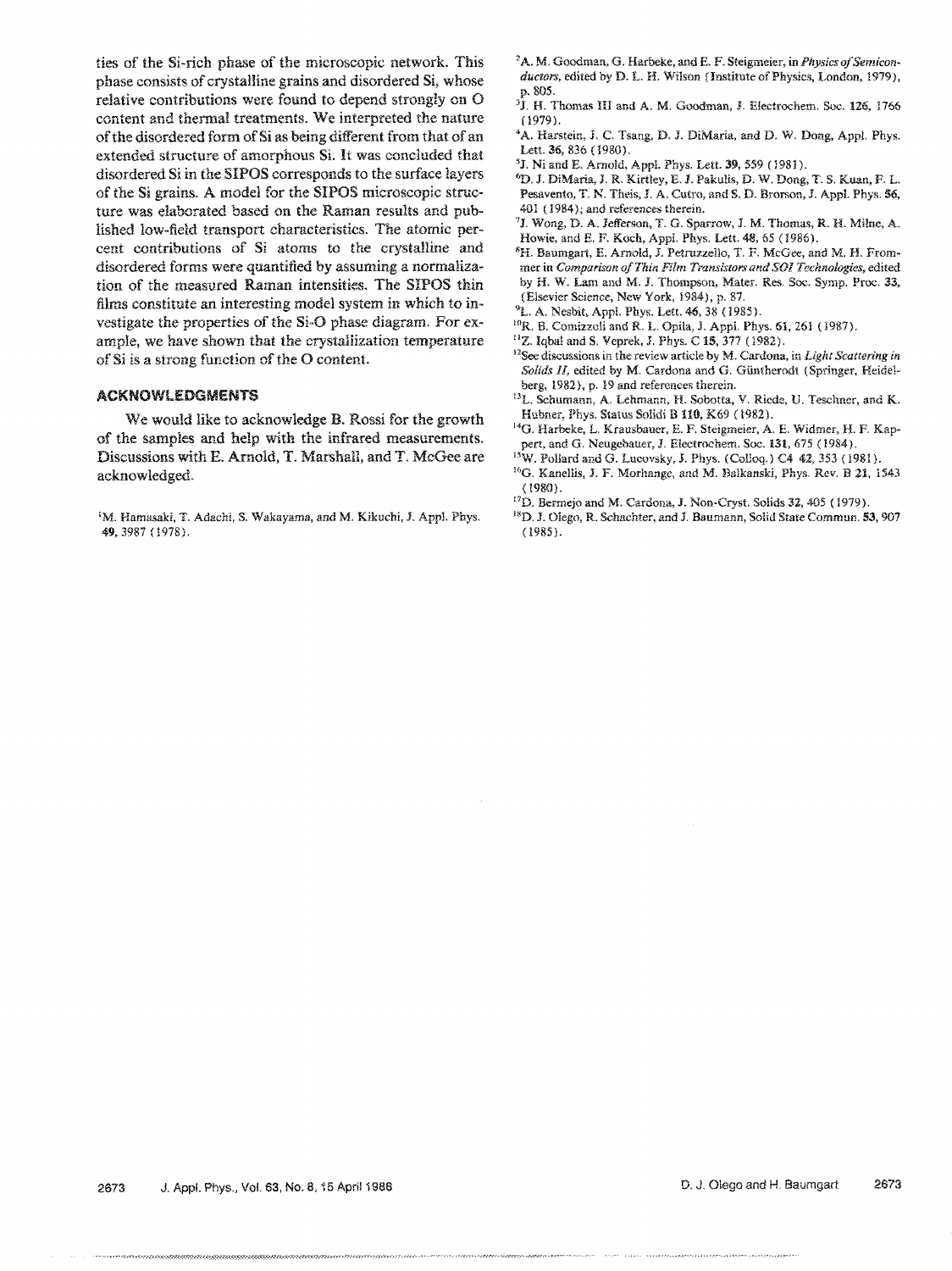ties of the Si-rich phase of the microscopic network. This phase consists of crystalline grains and disordered Si, whose relative contributions were found to depend strongly on O content and thermal treatments. We interpreted the nature of the disordered form of Si as being different from that of an extended structure of amorphous Si. It was concluded that disordered Si in the SIPOS corresponds to the surface layers of the Si grains. A model for the SIPOS microscopic structure was elaborated based on the Raman results and published low-field transport characteristics. The atomic percent contributions of Si atoms to the crystalline and disordered forms were quantified by assuming a normalization of the measured Raman intensities. The SIPOS thin films constitute an interesting model system in which to investigate the properties of the Si-O phase diagram. For example, we have shown that the crystallization temperature of Si is a strong function of the O content.

## ACKNOWLEDGMENTS

We would like to acknowledge B. Rossi for the growth of the samples and help with the infrared measurements. Discussions with E. Arnold, T. Marshall, and T. McGee are acknowledged.

[1] M. Hamasaki, T. Adachi, S. Wakayama, and M. Kikuchi, J. Appl. Phys. **49**, 3987 (1978).

[2] A. M. Goodman, G. Harbeke, and E. F. Steigmeier, in *Physics of Semiconductors*, edited by D. L. H. Wilson (Institute of Physics, London, 1979), p. 805.

[3] J. H. Thomas III and A. M. Goodman, J. Electrochem. Soc. **126**, 1766 (1979).

[4] A. Harstein, J. C. Tsang, D. J. DiMaria, and D. W. Dong, Appl. Phys. Lett. **36**, 836 (1980).

[5] J. Ni and E. Arnold, Appl. Phys. Lett. **39**, 559 (1981).

[6] D. J. DiMaria, J. R. Kirtley, E. J. Pakulis, D. W. Dong, T. S. Kuan, F. L. Pesavento, T. N. Theis, J. A. Cutro, and S. D. Brorson, J. Appl. Phys. **56**, 401 (1984); and references therein.

[7] J. Wong, D. A. Jefferson, T. G. Sparrow, J. M. Thomas, R. H. Milne, A. Howie, and E. F. Koch, Appl. Phys. Lett. **48**, 65 (1986).

[8] H. Baumgart, E. Arnold, J. Petruzzello, T. F. McGee, and M. H. Frommer in *Comparison of Thin Film Transistors and SOI Technologies*, edited by H. W. Lam and M. J. Thompson, Mater. Res. Soc. Symp. Proc. **33**, (Elsevier Science, New York, 1984), p. 87.

[9] L. A. Nesbit, Appl. Phys. Lett. **46**, 38 (1985).

[10] R. B. Comizzoli and R. L. Opila, J. Appl. Phys. **61**, 261 (1987).

[11] Z. Iqbal and S. Veprek, J. Phys. C **15**, 377 (1982).

[12] See discussions in the review article by M. Cardona, in *Light Scattering in Solids II*, edited by M. Cardona and G. Güntherodt (Springer, Heidelberg, 1982), p. 19 and references therein.

[13] L. Schumann, A. Lehmann, H. Sobotta, V. Riede, U. Teschner, and K. Hubner, Phys. Status Solidi B **110**, K69 (1982).

[14] G. Harbeke, L. Krausbauer, E. F. Steigmeier, A. E. Widmer, H. F. Kappert, and G. Neugebauer, J. Electrochem. Soc. **131**, 675 (1984).

[15] W. Pollard and G. Lucovsky, J. Phys. (Colloq.) C4 **42**, 353 (1981).

[16] G. Kanellis, J. F. Morhange, and M. Balkanski, Phys. Rev. B **21**, 1543 (1980).

[17] D. Bermejo and M. Cardona, J. Non-Cryst. Solids **32**, 405 (1979).

[18] D. J. Olego, R. Schachter, and J. Baumann, Solid State Commun. **53**, 907 (1985).